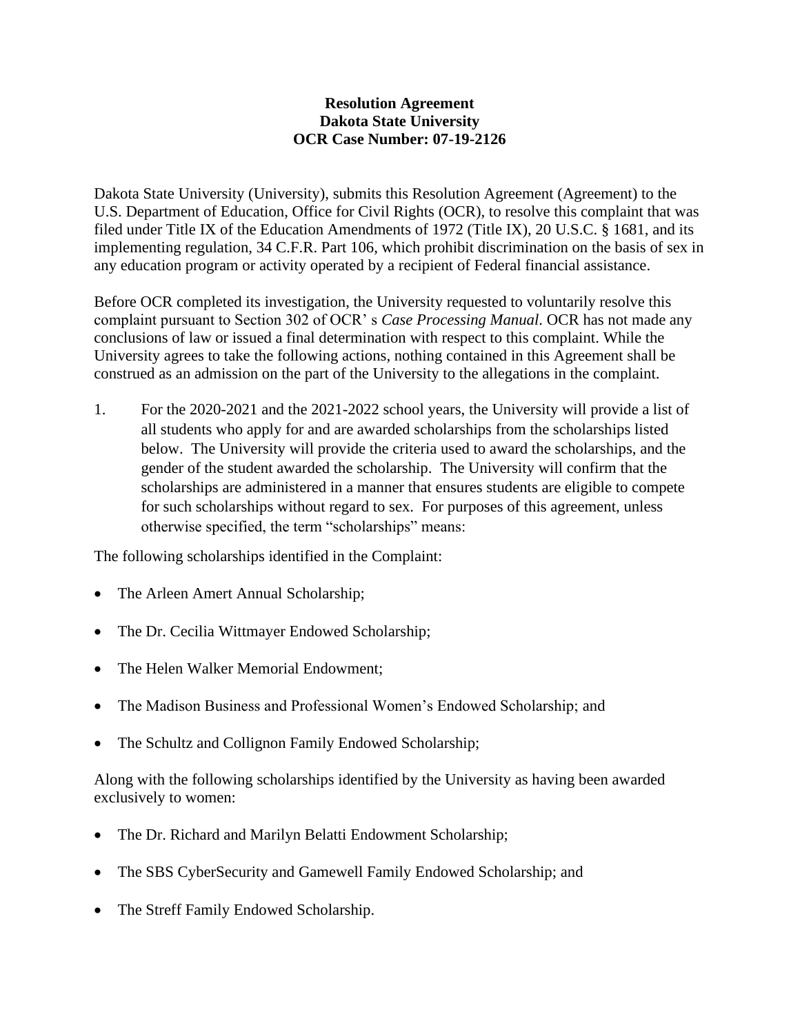**Resolution Agreement**
**Dakota State University**
**OCR Case Number: 07-19-2126**

Dakota State University (University), submits this Resolution Agreement (Agreement) to the U.S. Department of Education, Office for Civil Rights (OCR), to resolve this complaint that was filed under Title IX of the Education Amendments of 1972 (Title IX), 20 U.S.C. § 1681, and its implementing regulation, 34 C.F.R. Part 106, which prohibit discrimination on the basis of sex in any education program or activity operated by a recipient of Federal financial assistance.

Before OCR completed its investigation, the University requested to voluntarily resolve this complaint pursuant to Section 302 of OCR' s *Case Processing Manual*. OCR has not made any conclusions of law or issued a final determination with respect to this complaint. While the University agrees to take the following actions, nothing contained in this Agreement shall be construed as an admission on the part of the University to the allegations in the complaint.

1. For the 2020-2021 and the 2021-2022 school years, the University will provide a list of all students who apply for and are awarded scholarships from the scholarships listed below. The University will provide the criteria used to award the scholarships, and the gender of the student awarded the scholarship. The University will confirm that the scholarships are administered in a manner that ensures students are eligible to compete for such scholarships without regard to sex. For purposes of this agreement, unless otherwise specified, the term "scholarships" means:

The following scholarships identified in the Complaint:

- The Arleen Amert Annual Scholarship;
- The Dr. Cecilia Wittmayer Endowed Scholarship;
- The Helen Walker Memorial Endowment;
- The Madison Business and Professional Women's Endowed Scholarship; and
- The Schultz and Collignon Family Endowed Scholarship;

Along with the following scholarships identified by the University as having been awarded exclusively to women:

- The Dr. Richard and Marilyn Belatti Endowment Scholarship;
- The SBS CyberSecurity and Gamewell Family Endowed Scholarship; and
- The Streff Family Endowed Scholarship.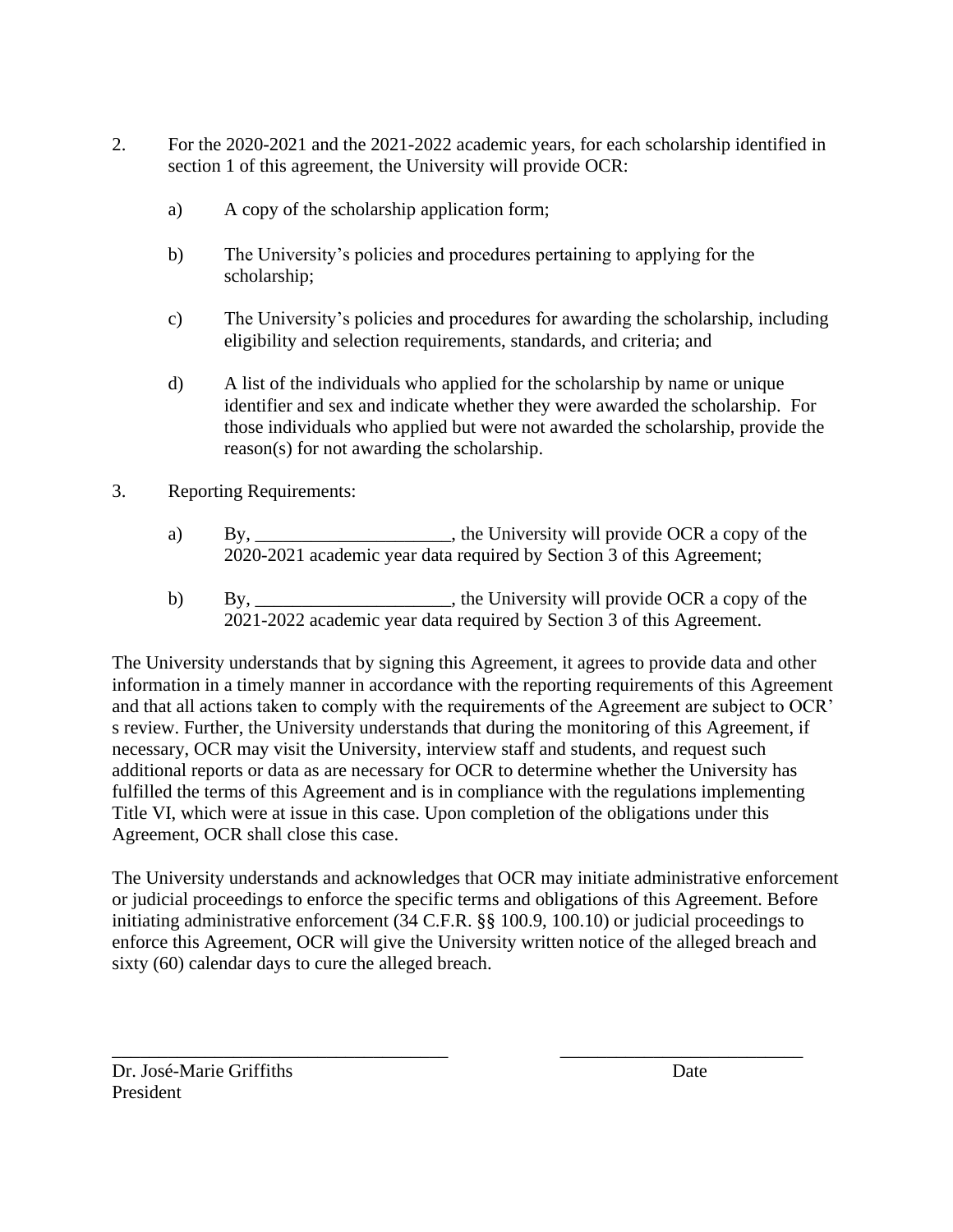2. For the 2020-2021 and the 2021-2022 academic years, for each scholarship identified in section 1 of this agreement, the University will provide OCR:

   a) A copy of the scholarship application form;

   b) The University's policies and procedures pertaining to applying for the scholarship;

   c) The University's policies and procedures for awarding the scholarship, including eligibility and selection requirements, standards, and criteria; and

   d) A list of the individuals who applied for the scholarship by name or unique identifier and sex and indicate whether they were awarded the scholarship. For those individuals who applied but were not awarded the scholarship, provide the reason(s) for not awarding the scholarship.

3. Reporting Requirements:

   a) By, _____________________, the University will provide OCR a copy of the 2020-2021 academic year data required by Section 3 of this Agreement;

   b) By, _____________________, the University will provide OCR a copy of the 2021-2022 academic year data required by Section 3 of this Agreement.

The University understands that by signing this Agreement, it agrees to provide data and other information in a timely manner in accordance with the reporting requirements of this Agreement and that all actions taken to comply with the requirements of the Agreement are subject to OCR' s review. Further, the University understands that during the monitoring of this Agreement, if necessary, OCR may visit the University, interview staff and students, and request such additional reports or data as are necessary for OCR to determine whether the University has fulfilled the terms of this Agreement and is in compliance with the regulations implementing Title VI, which were at issue in this case. Upon completion of the obligations under this Agreement, OCR shall close this case.

The University understands and acknowledges that OCR may initiate administrative enforcement or judicial proceedings to enforce the specific terms and obligations of this Agreement. Before initiating administrative enforcement (34 C.F.R. §§ 100.9, 100.10) or judicial proceedings to enforce this Agreement, OCR will give the University written notice of the alleged breach and sixty (60) calendar days to cure the alleged breach.

_____________________________________ ___________________________

Dr. José-Marie Griffiths Date

President